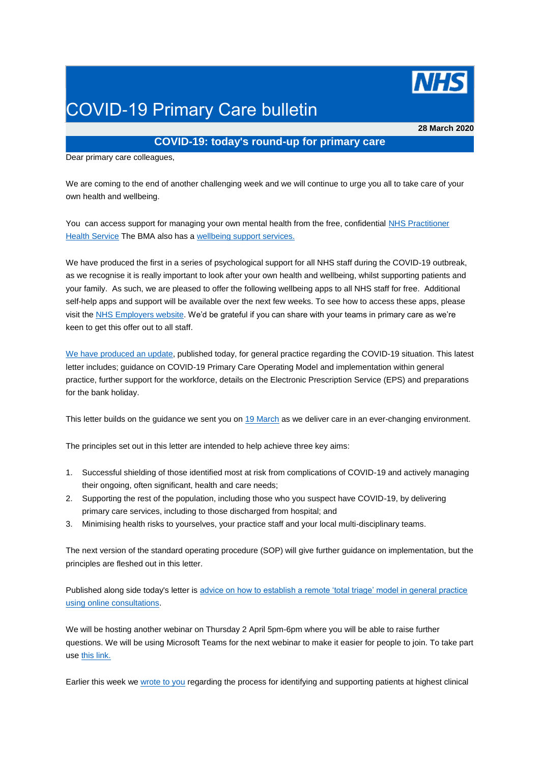# COVID-19 Primary Care bulletin

**28 March 2020**

## COVID-19: today's round-up for primary care

Dear primary care colleagues,

We are coming to the end of another challenging week and we will continue to urge you all to take care of your own health and wellbeing.

You can access support for managing your own mental health from the free, confidential NHS Practitioner Health Service The BMA also has a wellbeing support services.

We have produced the first in a series of psychological support for all NHS staff during the COVID-19 outbreak, as we recognise it is really important to look after your own health and wellbeing, whilst supporting patients and your family. As such, we are pleased to offer the following wellbeing apps to all NHS staff for free. Additional self-help apps and support will be available over the next few weeks. To see how to access these apps, please visit the NHS Employers website. We'd be grateful if you can share with your teams in primary care as we're keen to get this offer out to all staff.

We have produced an update, published today, for general practice regarding the COVID-19 situation. This latest letter includes; guidance on COVID-19 Primary Care Operating Model and implementation within general practice, further support for the workforce, details on the Electronic Prescription Service (EPS) and preparations for the bank holiday.

This letter builds on the guidance we sent you on 19 March as we deliver care in an ever-changing environment.

The principles set out in this letter are intended to help achieve three key aims:

1. Successful shielding of those identified most at risk from complications of COVID-19 and actively managing their ongoing, often significant, health and care needs;
2. Supporting the rest of the population, including those who you suspect have COVID-19, by delivering primary care services, including to those discharged from hospital; and
3. Minimising health risks to yourselves, your practice staff and your local multi-disciplinary teams.

The next version of the standard operating procedure (SOP) will give further guidance on implementation, but the principles are fleshed out in this letter.

Published along side today's letter is advice on how to establish a remote 'total triage' model in general practice using online consultations.

We will be hosting another webinar on Thursday 2 April 5pm-6pm where you will be able to raise further questions. We will be using Microsoft Teams for the next webinar to make it easier for people to join. To take part use this link.

Earlier this week we wrote to you regarding the process for identifying and supporting patients at highest clinical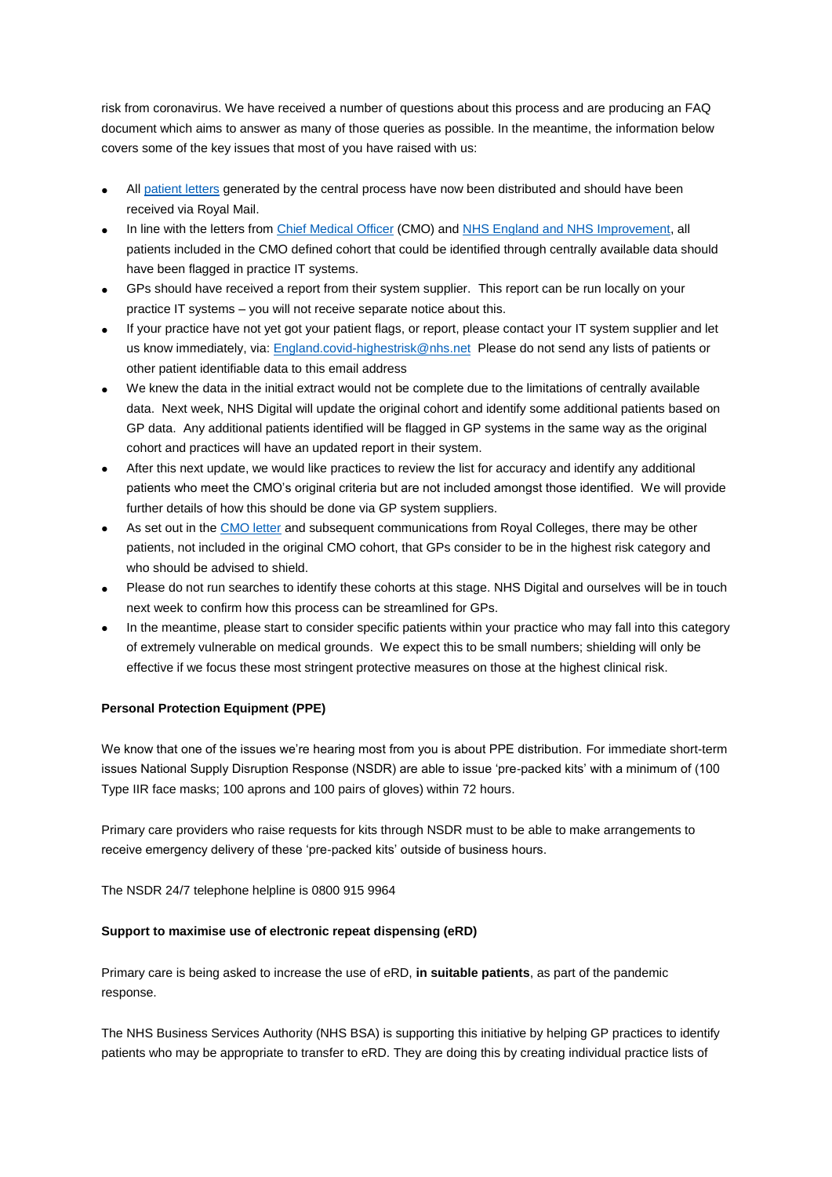risk from coronavirus. We have received a number of questions about this process and are producing an FAQ document which aims to answer as many of those queries as possible. In the meantime, the information below covers some of the key issues that most of you have raised with us:

- All patient letters generated by the central process have now been distributed and should have been received via Royal Mail.
- In line with the letters from Chief Medical Officer (CMO) and NHS England and NHS Improvement, all patients included in the CMO defined cohort that could be identified through centrally available data should have been flagged in practice IT systems.
- GPs should have received a report from their system supplier. This report can be run locally on your practice IT systems – you will not receive separate notice about this.
- If your practice have not yet got your patient flags, or report, please contact your IT system supplier and let us know immediately, via: England.covid-highestrisk@nhs.net Please do not send any lists of patients or other patient identifiable data to this email address
- We knew the data in the initial extract would not be complete due to the limitations of centrally available data. Next week, NHS Digital will update the original cohort and identify some additional patients based on GP data. Any additional patients identified will be flagged in GP systems in the same way as the original cohort and practices will have an updated report in their system.
- After this next update, we would like practices to review the list for accuracy and identify any additional patients who meet the CMO's original criteria but are not included amongst those identified. We will provide further details of how this should be done via GP system suppliers.
- As set out in the CMO letter and subsequent communications from Royal Colleges, there may be other patients, not included in the original CMO cohort, that GPs consider to be in the highest risk category and who should be advised to shield.
- Please do not run searches to identify these cohorts at this stage. NHS Digital and ourselves will be in touch next week to confirm how this process can be streamlined for GPs.
- In the meantime, please start to consider specific patients within your practice who may fall into this category of extremely vulnerable on medical grounds. We expect this to be small numbers; shielding will only be effective if we focus these most stringent protective measures on those at the highest clinical risk.

**Personal Protection Equipment (PPE)**

We know that one of the issues we're hearing most from you is about PPE distribution. For immediate short-term issues National Supply Disruption Response (NSDR) are able to issue 'pre-packed kits' with a minimum of (100 Type IIR face masks; 100 aprons and 100 pairs of gloves) within 72 hours.

Primary care providers who raise requests for kits through NSDR must to be able to make arrangements to receive emergency delivery of these 'pre-packed kits' outside of business hours.

The NSDR 24/7 telephone helpline is 0800 915 9964

**Support to maximise use of electronic repeat dispensing (eRD)**

Primary care is being asked to increase the use of eRD, **in suitable patients**, as part of the pandemic response.

The NHS Business Services Authority (NHS BSA) is supporting this initiative by helping GP practices to identify patients who may be appropriate to transfer to eRD. They are doing this by creating individual practice lists of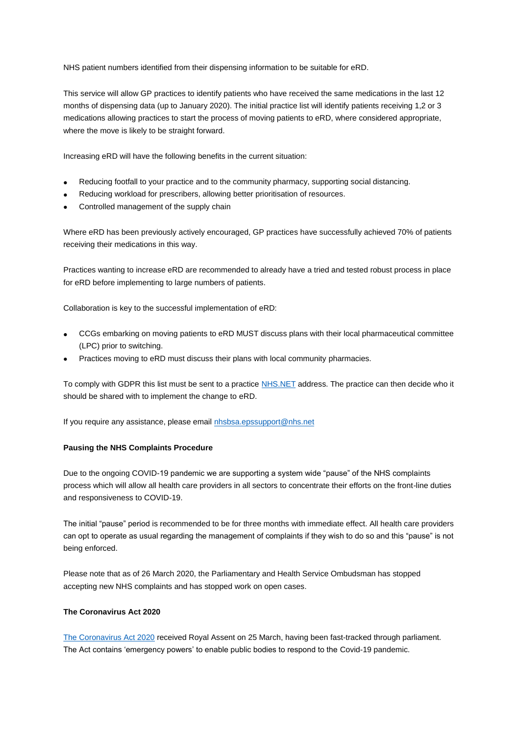NHS patient numbers identified from their dispensing information to be suitable for eRD.

This service will allow GP practices to identify patients who have received the same medications in the last 12 months of dispensing data (up to January 2020). The initial practice list will identify patients receiving 1,2 or 3 medications allowing practices to start the process of moving patients to eRD, where considered appropriate, where the move is likely to be straight forward.

Increasing eRD will have the following benefits in the current situation:

- Reducing footfall to your practice and to the community pharmacy, supporting social distancing.
- Reducing workload for prescribers, allowing better prioritisation of resources.
- Controlled management of the supply chain

Where eRD has been previously actively encouraged, GP practices have successfully achieved 70% of patients receiving their medications in this way.

Practices wanting to increase eRD are recommended to already have a tried and tested robust process in place for eRD before implementing to large numbers of patients.

Collaboration is key to the successful implementation of eRD:

- CCGs embarking on moving patients to eRD MUST discuss plans with their local pharmaceutical committee (LPC) prior to switching.
- Practices moving to eRD must discuss their plans with local community pharmacies.

To comply with GDPR this list must be sent to a practice [NHS.NET](NHS.NET) address. The practice can then decide who it should be shared with to implement the change to eRD.

If you require any assistance, please email [nhsbsa.epssupport@nhs.net](mailto:nhsbsa.epssupport@nhs.net)

**Pausing the NHS Complaints Procedure**

Due to the ongoing COVID-19 pandemic we are supporting a system wide "pause" of the NHS complaints process which will allow all health care providers in all sectors to concentrate their efforts on the front-line duties and responsiveness to COVID-19.

The initial "pause" period is recommended to be for three months with immediate effect. All health care providers can opt to operate as usual regarding the management of complaints if they wish to do so and this "pause" is not being enforced.

Please note that as of 26 March 2020, the Parliamentary and Health Service Ombudsman has stopped accepting new NHS complaints and has stopped work on open cases.

**The Coronavirus Act 2020**

The Coronavirus Act 2020 received Royal Assent on 25 March, having been fast-tracked through parliament. The Act contains 'emergency powers' to enable public bodies to respond to the Covid-19 pandemic.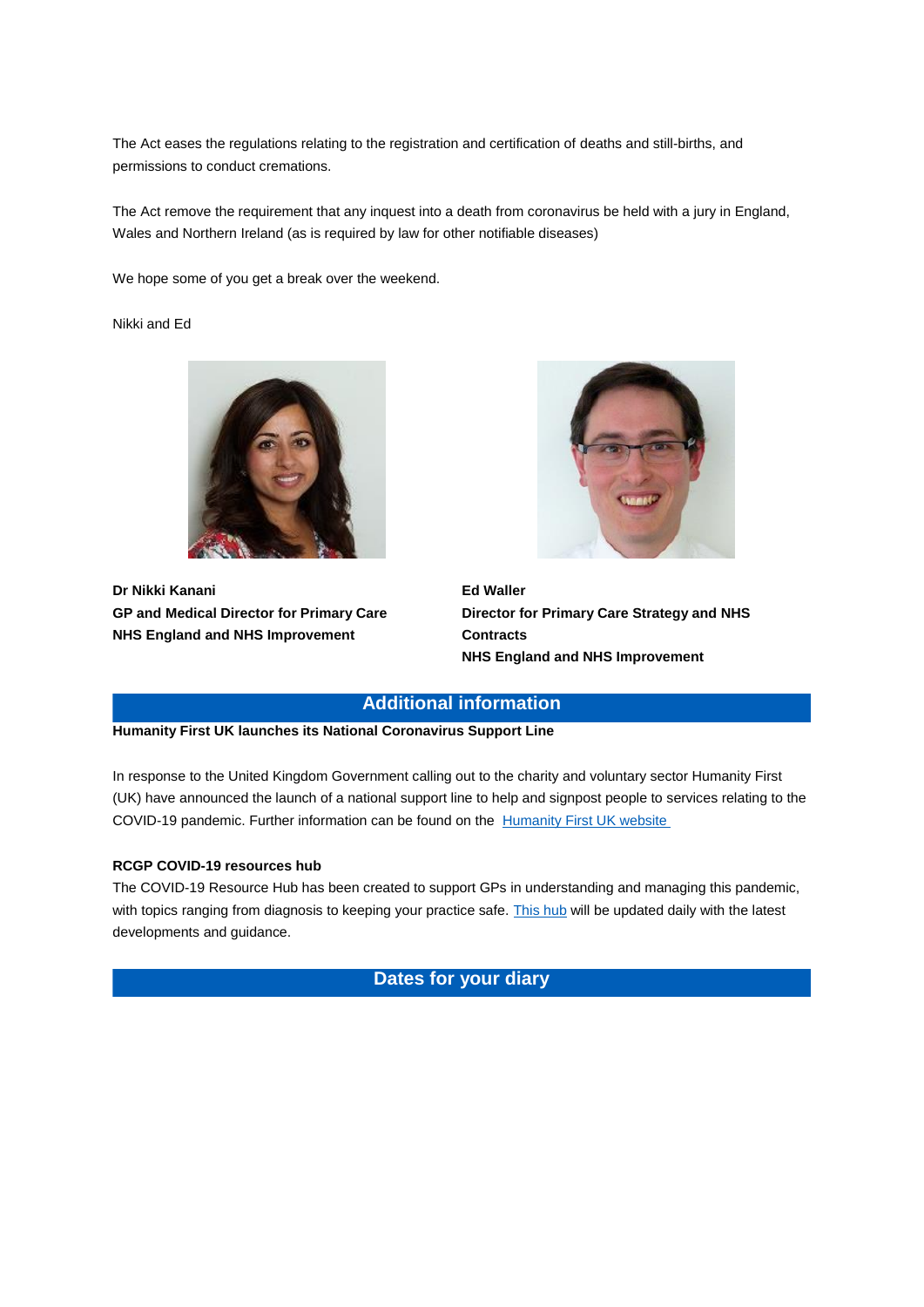The Act eases the regulations relating to the registration and certification of deaths and still-births, and permissions to conduct cremations.

The Act remove the requirement that any inquest into a death from coronavirus be held with a jury in England, Wales and Northern Ireland (as is required by law for other notifiable diseases)

We hope some of you get a break over the weekend.

Nikki and Ed

**Dr Nikki Kanani**
**GP and Medical Director for Primary Care**
**NHS England and NHS Improvement**

**Ed Waller**
**Director for Primary Care Strategy and NHS Contracts**
**NHS England and NHS Improvement**

## Additional information

**Humanity First UK launches its National Coronavirus Support Line**

In response to the United Kingdom Government calling out to the charity and voluntary sector Humanity First (UK) have announced the launch of a national support line to help and signpost people to services relating to the COVID-19 pandemic. Further information can be found on the Humanity First UK website

**RCGP COVID-19 resources hub**

The COVID-19 Resource Hub has been created to support GPs in understanding and managing this pandemic, with topics ranging from diagnosis to keeping your practice safe. This hub will be updated daily with the latest developments and guidance.

## Dates for your diary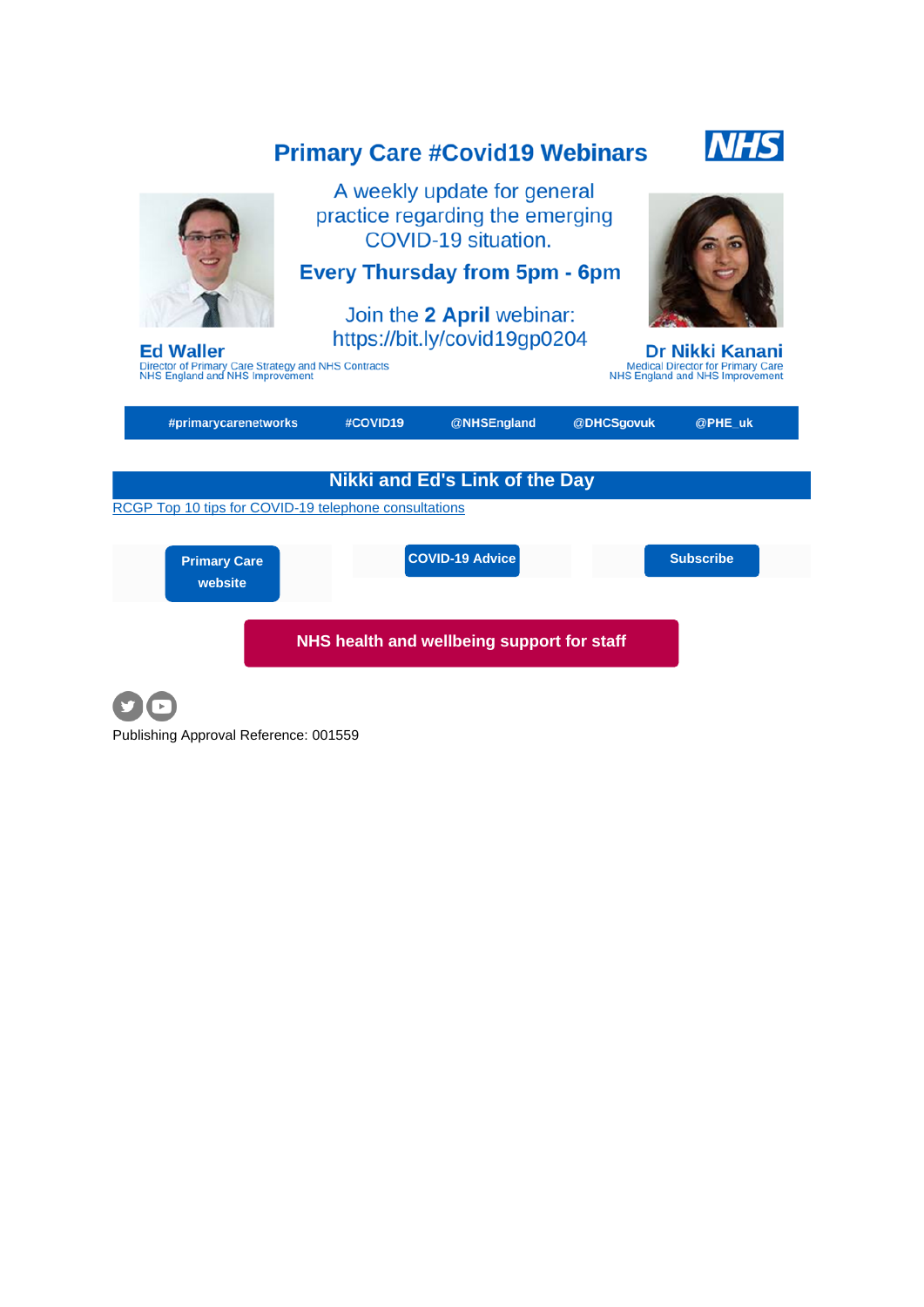# Primary Care #Covid19 Webinars

A weekly update for general practice regarding the emerging COVID-19 situation.

**Every Thursday from 5pm - 6pm**

Join the **2 April** webinar:
https://bit.ly/covid19gp0204

**Ed Waller**
Director of Primary Care Strategy and NHS Contracts
NHS England and NHS Improvement

**Dr Nikki Kanani**
Medical Director for Primary Care
NHS England and NHS Improvement

#primarycarenetworks #COVID19 @NHSEngland @DHCSgovuk @PHE_uk

## Nikki and Ed's Link of the Day

[RCGP Top 10 tips for COVID-19 telephone consultations]

Primary Care website

COVID-19 Advice

Subscribe

NHS health and wellbeing support for staff

Publishing Approval Reference: 001559